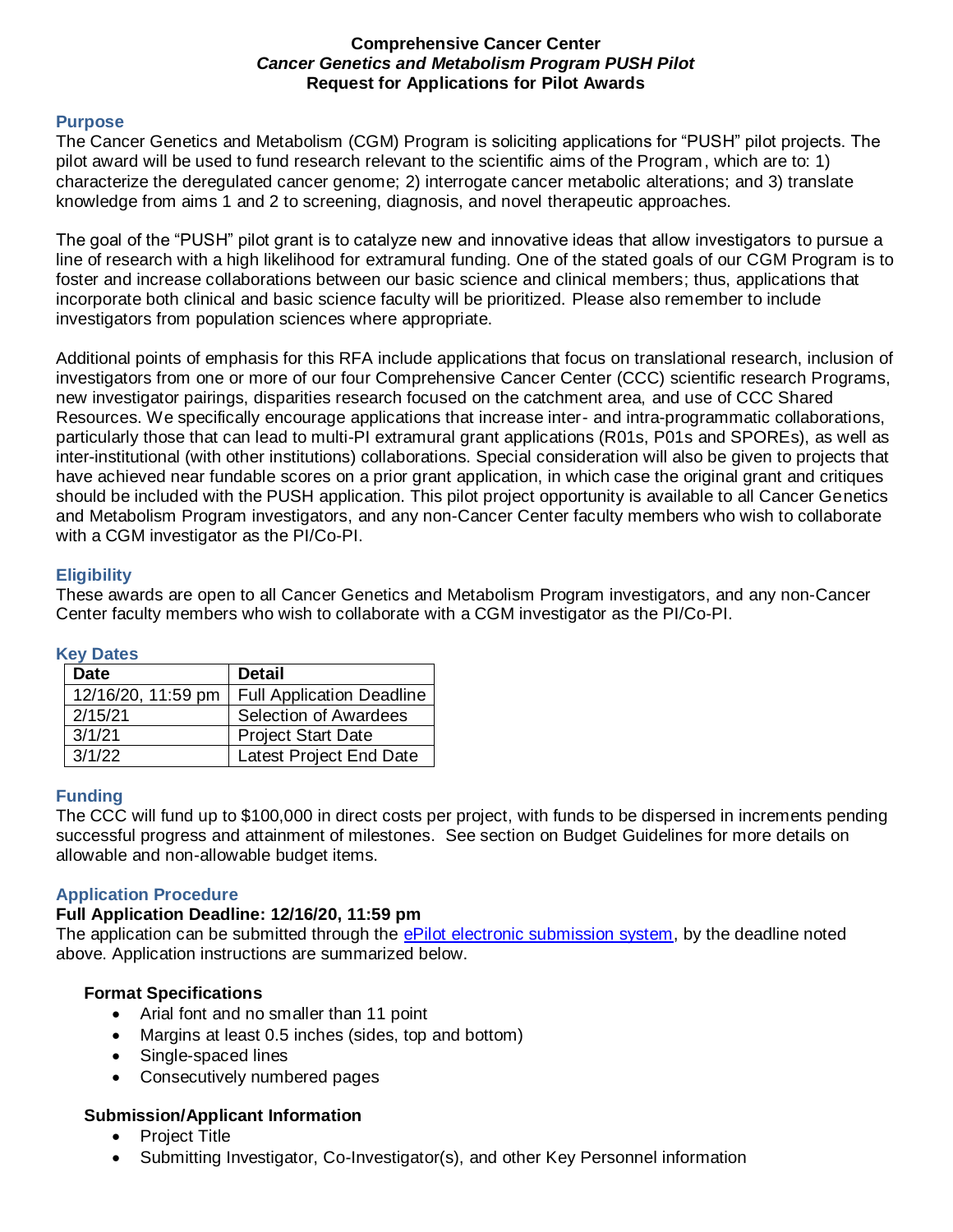**Comprehensive Cancer Center**
***Cancer Genetics and Metabolism Program PUSH Pilot***
**Request for Applications for Pilot Awards**

## Purpose

The Cancer Genetics and Metabolism (CGM) Program is soliciting applications for "PUSH" pilot projects. The pilot award will be used to fund research relevant to the scientific aims of the Program, which are to: 1) characterize the deregulated cancer genome; 2) interrogate cancer metabolic alterations; and 3) translate knowledge from aims 1 and 2 to screening, diagnosis, and novel therapeutic approaches.

The goal of the "PUSH" pilot grant is to catalyze new and innovative ideas that allow investigators to pursue a line of research with a high likelihood for extramural funding. One of the stated goals of our CGM Program is to foster and increase collaborations between our basic science and clinical members; thus, applications that incorporate both clinical and basic science faculty will be prioritized. Please also remember to include investigators from population sciences where appropriate.

Additional points of emphasis for this RFA include applications that focus on translational research, inclusion of investigators from one or more of our four Comprehensive Cancer Center (CCC) scientific research Programs, new investigator pairings, disparities research focused on the catchment area, and use of CCC Shared Resources. We specifically encourage applications that increase inter- and intra-programmatic collaborations, particularly those that can lead to multi-PI extramural grant applications (R01s, P01s and SPOREs), as well as inter-institutional (with other institutions) collaborations. Special consideration will also be given to projects that have achieved near fundable scores on a prior grant application, in which case the original grant and critiques should be included with the PUSH application. This pilot project opportunity is available to all Cancer Genetics and Metabolism Program investigators, and any non-Cancer Center faculty members who wish to collaborate with a CGM investigator as the PI/Co-PI.

## Eligibility

These awards are open to all Cancer Genetics and Metabolism Program investigators, and any non-Cancer Center faculty members who wish to collaborate with a CGM investigator as the PI/Co-PI.

## Key Dates

| Date | Detail |
|---|---|
| 12/16/20, 11:59 pm | Full Application Deadline |
| 2/15/21 | Selection of Awardees |
| 3/1/21 | Project Start Date |
| 3/1/22 | Latest Project End Date |

## Funding

The CCC will fund up to $100,000 in direct costs per project, with funds to be dispersed in increments pending successful progress and attainment of milestones. See section on Budget Guidelines for more details on allowable and non-allowable budget items.

## Application Procedure

**Full Application Deadline: 12/16/20, 11:59 pm**

The application can be submitted through the ePilot electronic submission system, by the deadline noted above. Application instructions are summarized below.

### Format Specifications

- Arial font and no smaller than 11 point
- Margins at least 0.5 inches (sides, top and bottom)
- Single-spaced lines
- Consecutively numbered pages

### Submission/Applicant Information

- Project Title
- Submitting Investigator, Co-Investigator(s), and other Key Personnel information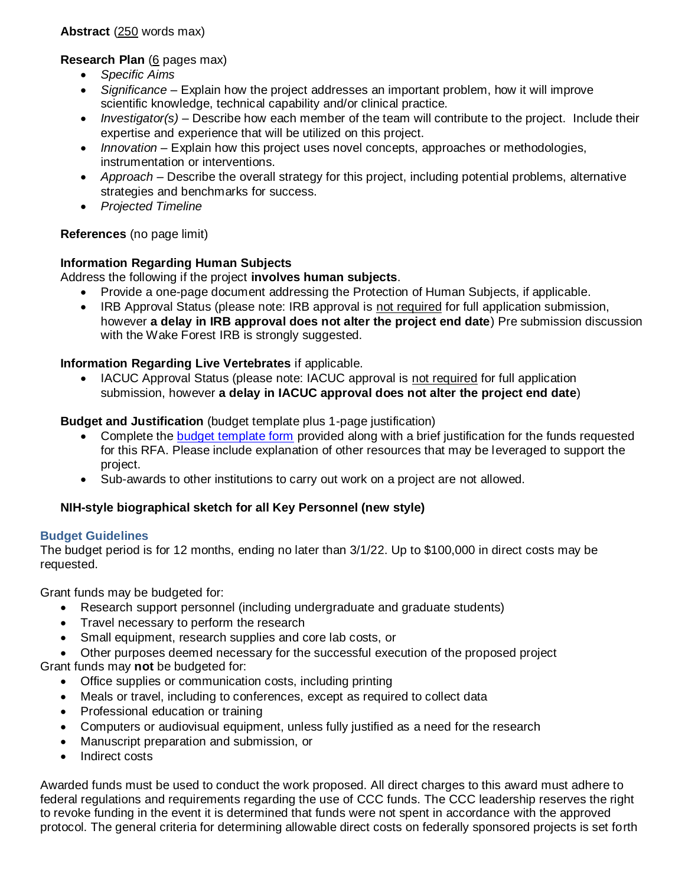**Abstract** (250 words max)

**Research Plan** (6 pages max)

- *Specific Aims*
- *Significance* – Explain how the project addresses an important problem, how it will improve scientific knowledge, technical capability and/or clinical practice.
- *Investigator(s)* – Describe how each member of the team will contribute to the project. Include their expertise and experience that will be utilized on this project.
- *Innovation* – Explain how this project uses novel concepts, approaches or methodologies, instrumentation or interventions.
- *Approach* – Describe the overall strategy for this project, including potential problems, alternative strategies and benchmarks for success.
- *Projected Timeline*

**References** (no page limit)

**Information Regarding Human Subjects**
Address the following if the project **involves human subjects**.

- Provide a one-page document addressing the Protection of Human Subjects, if applicable.
- IRB Approval Status (please note: IRB approval is not required for full application submission, however **a delay in IRB approval does not alter the project end date**) Pre submission discussion with the Wake Forest IRB is strongly suggested.

**Information Regarding Live Vertebrates** if applicable.

- IACUC Approval Status (please note: IACUC approval is not required for full application submission, however **a delay in IACUC approval does not alter the project end date**)

**Budget and Justification** (budget template plus 1-page justification)

- Complete the budget template form provided along with a brief justification for the funds requested for this RFA. Please include explanation of other resources that may be leveraged to support the project.
- Sub-awards to other institutions to carry out work on a project are not allowed.

**NIH-style biographical sketch for all Key Personnel (new style)**

## Budget Guidelines

The budget period is for 12 months, ending no later than 3/1/22. Up to $100,000 in direct costs may be requested.

Grant funds may be budgeted for:

- Research support personnel (including undergraduate and graduate students)
- Travel necessary to perform the research
- Small equipment, research supplies and core lab costs, or
- Other purposes deemed necessary for the successful execution of the proposed project

Grant funds may **not** be budgeted for:

- Office supplies or communication costs, including printing
- Meals or travel, including to conferences, except as required to collect data
- Professional education or training
- Computers or audiovisual equipment, unless fully justified as a need for the research
- Manuscript preparation and submission, or
- Indirect costs

Awarded funds must be used to conduct the work proposed. All direct charges to this award must adhere to federal regulations and requirements regarding the use of CCC funds. The CCC leadership reserves the right to revoke funding in the event it is determined that funds were not spent in accordance with the approved protocol. The general criteria for determining allowable direct costs on federally sponsored projects is set forth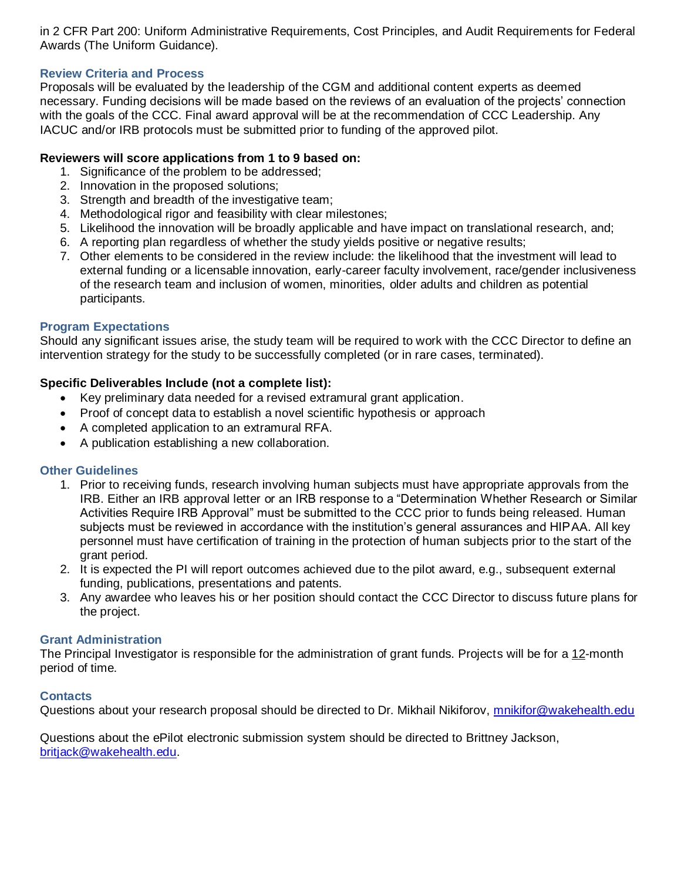in 2 CFR Part 200: Uniform Administrative Requirements, Cost Principles, and Audit Requirements for Federal Awards (The Uniform Guidance).

### Review Criteria and Process

Proposals will be evaluated by the leadership of the CGM and additional content experts as deemed necessary. Funding decisions will be made based on the reviews of an evaluation of the projects' connection with the goals of the CCC. Final award approval will be at the recommendation of CCC Leadership. Any IACUC and/or IRB protocols must be submitted prior to funding of the approved pilot.

**Reviewers will score applications from 1 to 9 based on:**

1. Significance of the problem to be addressed;
2. Innovation in the proposed solutions;
3. Strength and breadth of the investigative team;
4. Methodological rigor and feasibility with clear milestones;
5. Likelihood the innovation will be broadly applicable and have impact on translational research, and;
6. A reporting plan regardless of whether the study yields positive or negative results;
7. Other elements to be considered in the review include: the likelihood that the investment will lead to external funding or a licensable innovation, early-career faculty involvement, race/gender inclusiveness of the research team and inclusion of women, minorities, older adults and children as potential participants.

### Program Expectations

Should any significant issues arise, the study team will be required to work with the CCC Director to define an intervention strategy for the study to be successfully completed (or in rare cases, terminated).

**Specific Deliverables Include (not a complete list):**

- Key preliminary data needed for a revised extramural grant application.
- Proof of concept data to establish a novel scientific hypothesis or approach
- A completed application to an extramural RFA.
- A publication establishing a new collaboration.

### Other Guidelines

1. Prior to receiving funds, research involving human subjects must have appropriate approvals from the IRB. Either an IRB approval letter or an IRB response to a "Determination Whether Research or Similar Activities Require IRB Approval" must be submitted to the CCC prior to funds being released. Human subjects must be reviewed in accordance with the institution's general assurances and HIPAA. All key personnel must have certification of training in the protection of human subjects prior to the start of the grant period.
2. It is expected the PI will report outcomes achieved due to the pilot award, e.g., subsequent external funding, publications, presentations and patents.
3. Any awardee who leaves his or her position should contact the CCC Director to discuss future plans for the project.

### Grant Administration

The Principal Investigator is responsible for the administration of grant funds. Projects will be for a 12-month period of time.

### Contacts

Questions about your research proposal should be directed to Dr. Mikhail Nikiforov, mnikifor@wakehealth.edu

Questions about the ePilot electronic submission system should be directed to Brittney Jackson, britjack@wakehealth.edu.